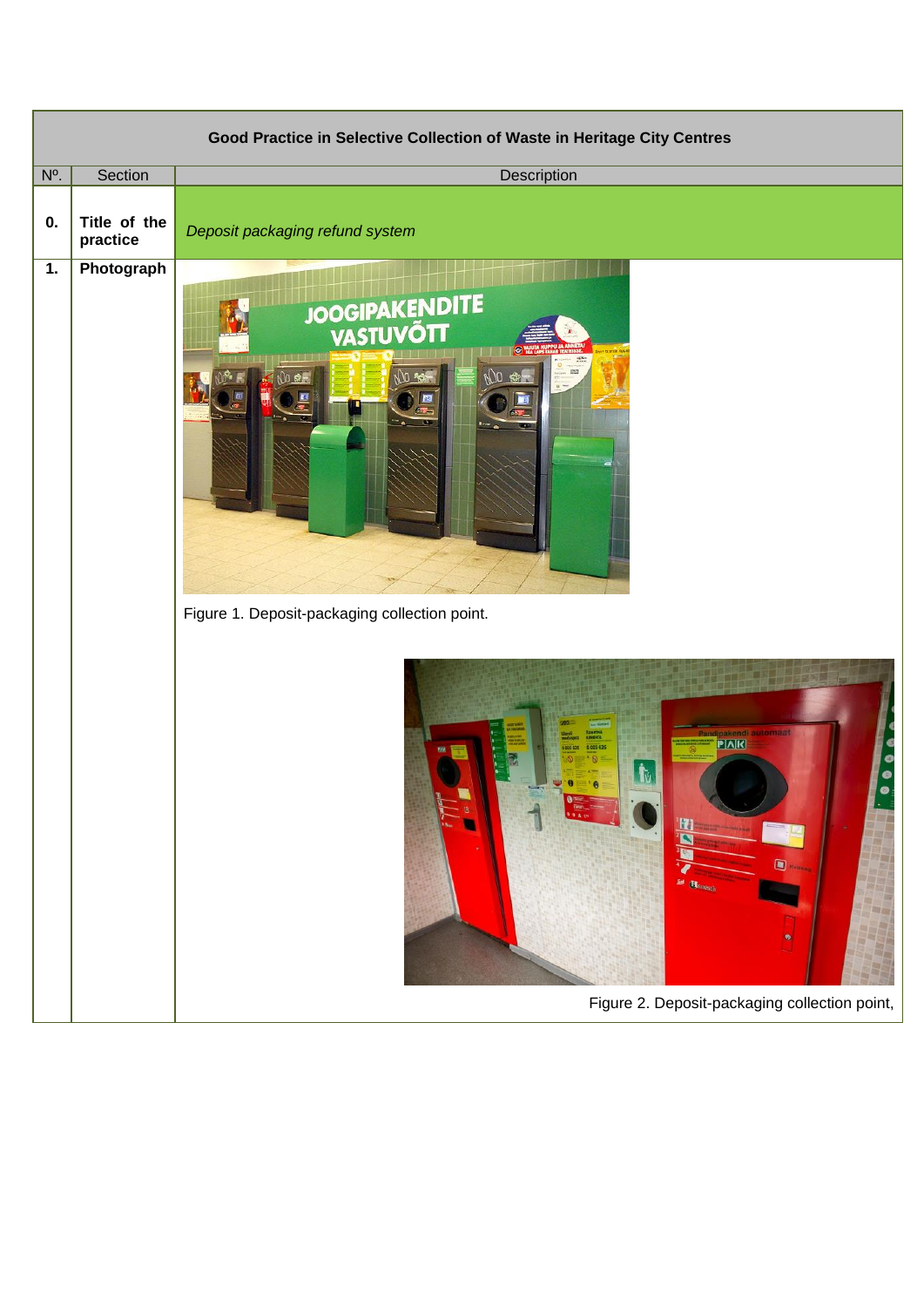| Good Practice in Selective Collection of Waste in Heritage City Centres | | |
|---|---|---|
| Nº. | Section | Description |
| **0.** | **Title of the practice** | *Deposit packaging refund system* |
| **1.** | **Photograph** | Figure 1. Deposit-packaging collection point.<br><br>Figure 2. Deposit-packaging collection point, |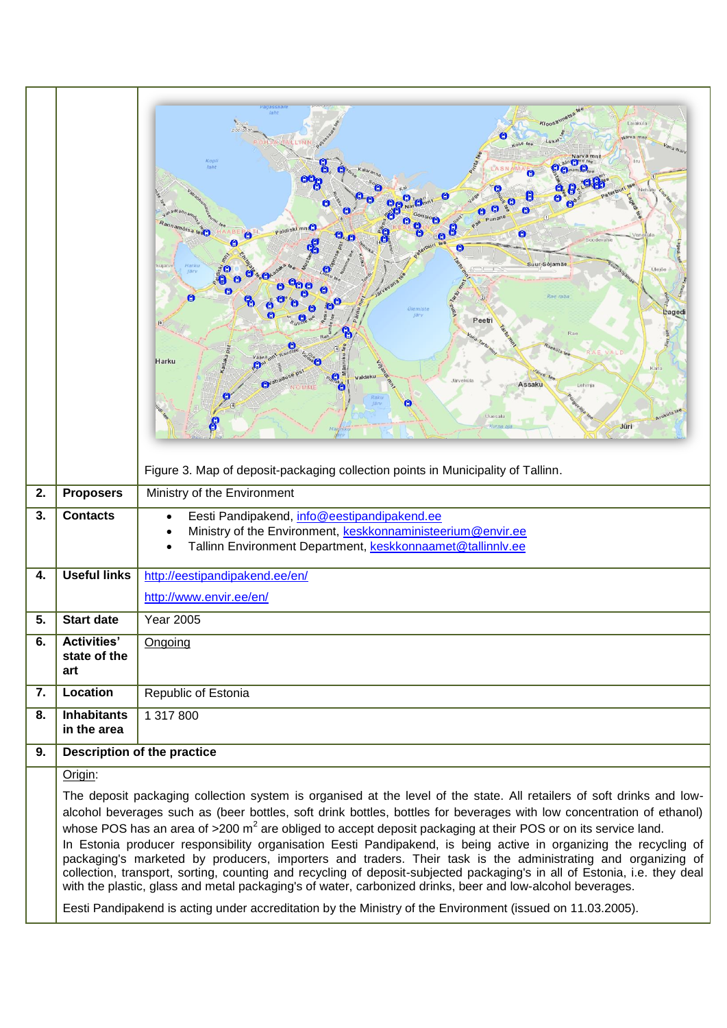Figure 3. Map of deposit-packaging collection points in Municipality of Tallinn.

| | | |
|---|---|---|
| 2. | **Proposers** | Ministry of the Environment |
| 3. | **Contacts** | • Eesti Pandipakend, info@eestipandipakend.ee<br>• Ministry of the Environment, keskkonnaministeerium@envir.ee<br>• Tallinn Environment Department, keskkonnaamet@tallinnlv.ee |
| 4. | **Useful links** | http://eestipandipakend.ee/en/<br>http://www.envir.ee/en/ |
| 5. | **Start date** | Year 2005 |
| 6. | **Activities' state of the art** | Ongoing |
| 7. | **Location** | Republic of Estonia |
| 8. | **Inhabitants in the area** | 1 317 800 |
| 9. | **Description of the practice** | |

Origin:

The deposit packaging collection system is organised at the level of the state. All retailers of soft drinks and low-alcohol beverages such as (beer bottles, soft drink bottles, bottles for beverages with low concentration of ethanol) whose POS has an area of >200 $m^2$ are obliged to accept deposit packaging at their POS or on its service land.
In Estonia producer responsibility organisation Eesti Pandipakend, is being active in organizing the recycling of packaging's marketed by producers, importers and traders. Their task is the administrating and organizing of collection, transport, sorting, counting and recycling of deposit-subjected packaging's in all of Estonia, i.e. they deal with the plastic, glass and metal packaging's of water, carbonized drinks, beer and low-alcohol beverages.

Eesti Pandipakend is acting under accreditation by the Ministry of the Environment (issued on 11.03.2005).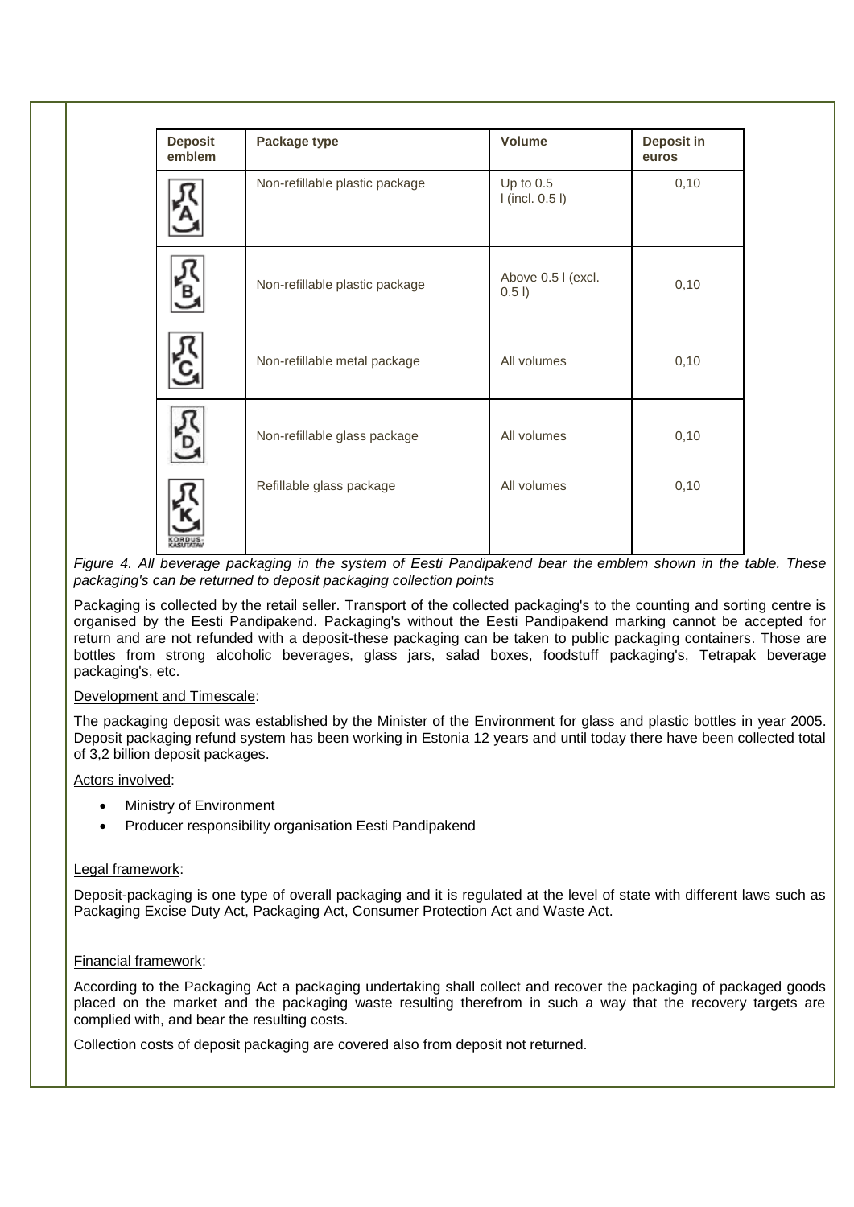| Deposit emblem | Package type | Volume | Deposit in euros |
|---|---|---|---|
| A | Non-refillable plastic package | Up to 0.5 l (incl. 0.5 l) | 0,10 |
| B | Non-refillable plastic package | Above 0.5 l (excl. 0.5 l) | 0,10 |
| C | Non-refillable metal package | All volumes | 0,10 |
| D | Non-refillable glass package | All volumes | 0,10 |
| K KORDUS-KASUTATAV | Refillable glass package | All volumes | 0,10 |

*Figure 4. All beverage packaging in the system of Eesti Pandipakend bear the emblem shown in the table. These packaging's can be returned to deposit packaging collection points*

Packaging is collected by the retail seller. Transport of the collected packaging's to the counting and sorting centre is organised by the Eesti Pandipakend. Packaging's without the Eesti Pandipakend marking cannot be accepted for return and are not refunded with a deposit-these packaging can be taken to public packaging containers. Those are bottles from strong alcoholic beverages, glass jars, salad boxes, foodstuff packaging's, Tetrapak beverage packaging's, etc.

Development and Timescale:

The packaging deposit was established by the Minister of the Environment for glass and plastic bottles in year 2005. Deposit packaging refund system has been working in Estonia 12 years and until today there have been collected total of 3,2 billion deposit packages.

Actors involved:

- Ministry of Environment
- Producer responsibility organisation Eesti Pandipakend

Legal framework:

Deposit-packaging is one type of overall packaging and it is regulated at the level of state with different laws such as Packaging Excise Duty Act, Packaging Act, Consumer Protection Act and Waste Act.

Financial framework:

According to the Packaging Act a packaging undertaking shall collect and recover the packaging of packaged goods placed on the market and the packaging waste resulting therefrom in such a way that the recovery targets are complied with, and bear the resulting costs.

Collection costs of deposit packaging are covered also from deposit not returned.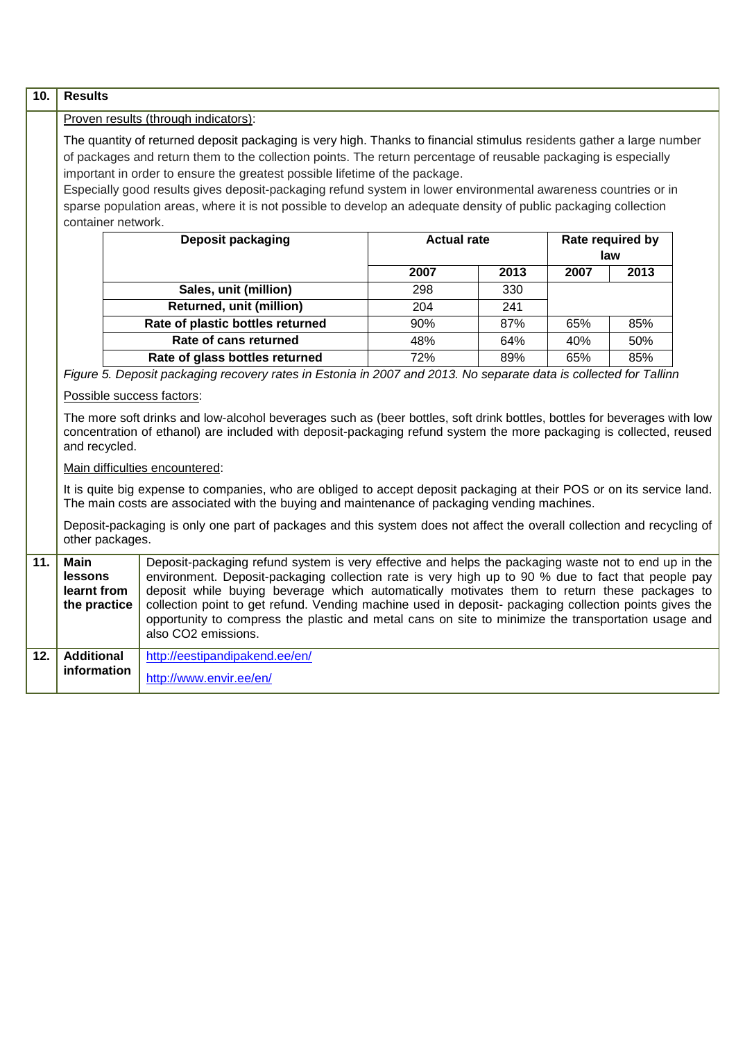## 10. Results

Proven results (through indicators):

The quantity of returned deposit packaging is very high. Thanks to financial stimulus residents gather a large number of packages and return them to the collection points. The return percentage of reusable packaging is especially important in order to ensure the greatest possible lifetime of the package.
Especially good results gives deposit-packaging refund system in lower environmental awareness countries or in sparse population areas, where it is not possible to develop an adequate density of public packaging collection container network.

| Deposit packaging | Actual rate | | Rate required by law | |
|---|---|---|---|---|
| | 2007 | 2013 | 2007 | 2013 |
| Sales, unit (million) | 298 | 330 | | |
| Returned, unit (million) | 204 | 241 | | |
| Rate of plastic bottles returned | 90% | 87% | 65% | 85% |
| Rate of cans returned | 48% | 64% | 40% | 50% |
| Rate of glass bottles returned | 72% | 89% | 65% | 85% |

*Figure 5. Deposit packaging recovery rates in Estonia in 2007 and 2013. No separate data is collected for Tallinn*

Possible success factors:

The more soft drinks and low-alcohol beverages such as (beer bottles, soft drink bottles, bottles for beverages with low concentration of ethanol) are included with deposit-packaging refund system the more packaging is collected, reused and recycled.

Main difficulties encountered:

It is quite big expense to companies, who are obliged to accept deposit packaging at their POS or on its service land. The main costs are associated with the buying and maintenance of packaging vending machines.

Deposit-packaging is only one part of packages and this system does not affect the overall collection and recycling of other packages.

## 11. Main lessons learnt from the practice

Deposit-packaging refund system is very effective and helps the packaging waste not to end up in the environment. Deposit-packaging collection rate is very high up to 90 % due to fact that people pay deposit while buying beverage which automatically motivates them to return these packages to collection point to get refund. Vending machine used in deposit- packaging collection points gives the opportunity to compress the plastic and metal cans on site to minimize the transportation usage and also $CO_2$ emissions.

## 12. Additional information

http://eestipandipakend.ee/en/

http://www.envir.ee/en/